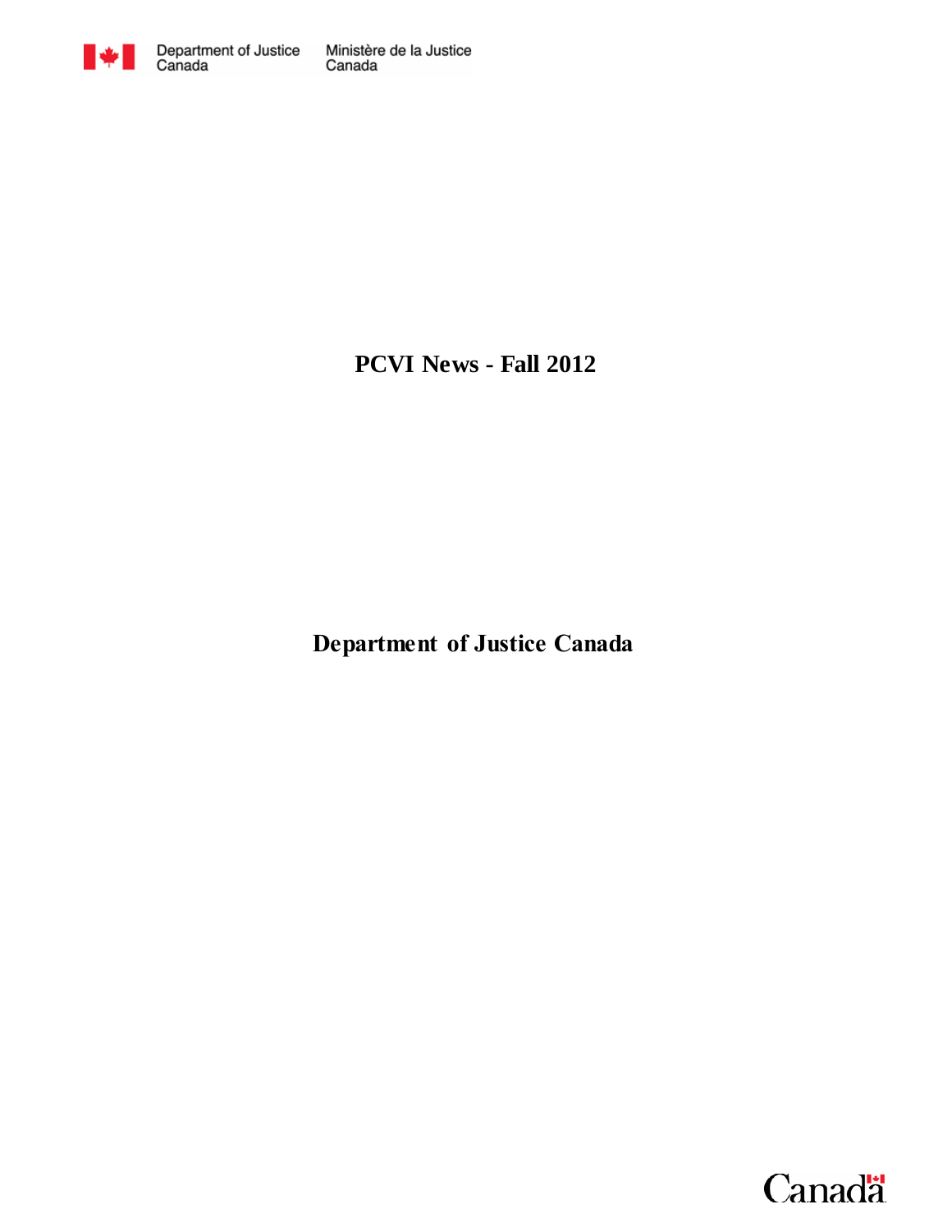Department of Justice Canada

Ministère de la Justice Canada

# PCVI News - Fall 2012

**Department of Justice Canada**

Canada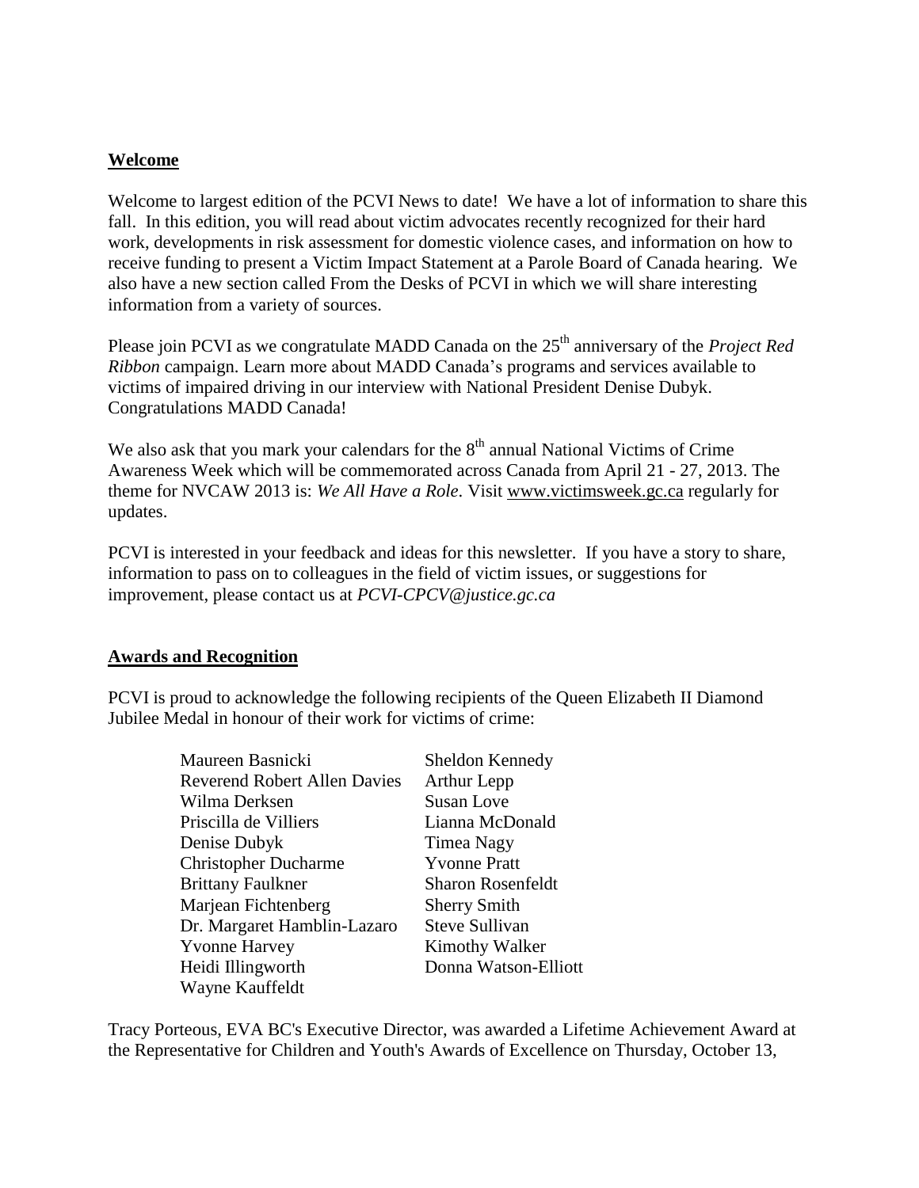## Welcome

Welcome to largest edition of the PCVI News to date! We have a lot of information to share this fall. In this edition, you will read about victim advocates recently recognized for their hard work, developments in risk assessment for domestic violence cases, and information on how to receive funding to present a Victim Impact Statement at a Parole Board of Canada hearing. We also have a new section called From the Desks of PCVI in which we will share interesting information from a variety of sources.

Please join PCVI as we congratulate MADD Canada on the 25th anniversary of the *Project Red Ribbon* campaign. Learn more about MADD Canada's programs and services available to victims of impaired driving in our interview with National President Denise Dubyk. Congratulations MADD Canada!

We also ask that you mark your calendars for the 8th annual National Victims of Crime Awareness Week which will be commemorated across Canada from April 21 - 27, 2013. The theme for NVCAW 2013 is: *We All Have a Role*. Visit www.victimsweek.gc.ca regularly for updates.

PCVI is interested in your feedback and ideas for this newsletter. If you have a story to share, information to pass on to colleagues in the field of victim issues, or suggestions for improvement, please contact us at *PCVI-CPCV@justice.gc.ca*

## Awards and Recognition

PCVI is proud to acknowledge the following recipients of the Queen Elizabeth II Diamond Jubilee Medal in honour of their work for victims of crime:

- Maureen Basnicki
- Reverend Robert Allen Davies
- Wilma Derksen
- Priscilla de Villiers
- Denise Dubyk
- Christopher Ducharme
- Brittany Faulkner
- Marjean Fichtenberg
- Dr. Margaret Hamblin-Lazaro
- Yvonne Harvey
- Heidi Illingworth
- Wayne Kauffeldt
- Sheldon Kennedy
- Arthur Lepp
- Susan Love
- Lianna McDonald
- Timea Nagy
- Yvonne Pratt
- Sharon Rosenfeldt
- Sherry Smith
- Steve Sullivan
- Kimothy Walker
- Donna Watson-Elliott

Tracy Porteous, EVA BC's Executive Director, was awarded a Lifetime Achievement Award at the Representative for Children and Youth's Awards of Excellence on Thursday, October 13,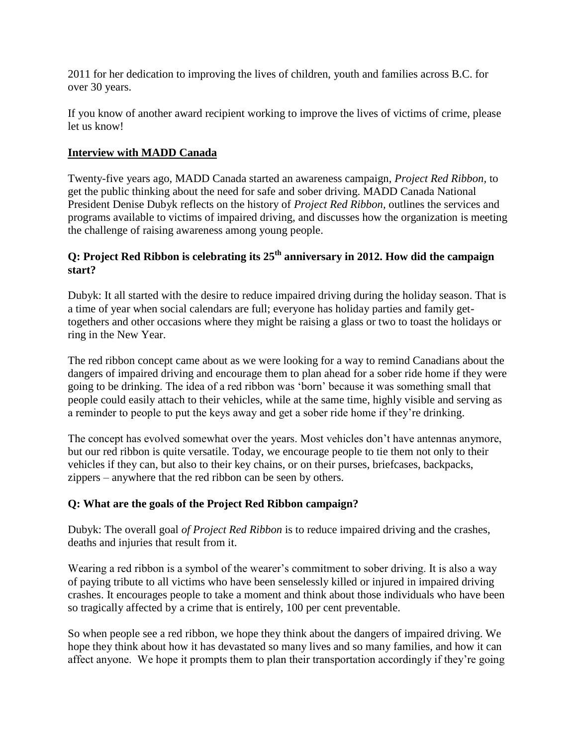2011 for her dedication to improving the lives of children, youth and families across B.C. for over 30 years.

If you know of another award recipient working to improve the lives of victims of crime, please let us know!

## Interview with MADD Canada

Twenty-five years ago, MADD Canada started an awareness campaign, *Project Red Ribbon,* to get the public thinking about the need for safe and sober driving. MADD Canada National President Denise Dubyk reflects on the history of *Project Red Ribbon,* outlines the services and programs available to victims of impaired driving, and discusses how the organization is meeting the challenge of raising awareness among young people.

### Q: Project Red Ribbon is celebrating its 25th anniversary in 2012. How did the campaign start?

Dubyk: It all started with the desire to reduce impaired driving during the holiday season. That is a time of year when social calendars are full; everyone has holiday parties and family get-togethers and other occasions where they might be raising a glass or two to toast the holidays or ring in the New Year.

The red ribbon concept came about as we were looking for a way to remind Canadians about the dangers of impaired driving and encourage them to plan ahead for a sober ride home if they were going to be drinking. The idea of a red ribbon was 'born' because it was something small that people could easily attach to their vehicles, while at the same time, highly visible and serving as a reminder to people to put the keys away and get a sober ride home if they're drinking.

The concept has evolved somewhat over the years. Most vehicles don't have antennas anymore, but our red ribbon is quite versatile. Today, we encourage people to tie them not only to their vehicles if they can, but also to their key chains, or on their purses, briefcases, backpacks, zippers – anywhere that the red ribbon can be seen by others.

### Q: What are the goals of the Project Red Ribbon campaign?

Dubyk: The overall goal *of Project Red Ribbon* is to reduce impaired driving and the crashes, deaths and injuries that result from it.

Wearing a red ribbon is a symbol of the wearer's commitment to sober driving. It is also a way of paying tribute to all victims who have been senselessly killed or injured in impaired driving crashes. It encourages people to take a moment and think about those individuals who have been so tragically affected by a crime that is entirely, 100 per cent preventable.

So when people see a red ribbon, we hope they think about the dangers of impaired driving. We hope they think about how it has devastated so many lives and so many families, and how it can affect anyone. We hope it prompts them to plan their transportation accordingly if they're going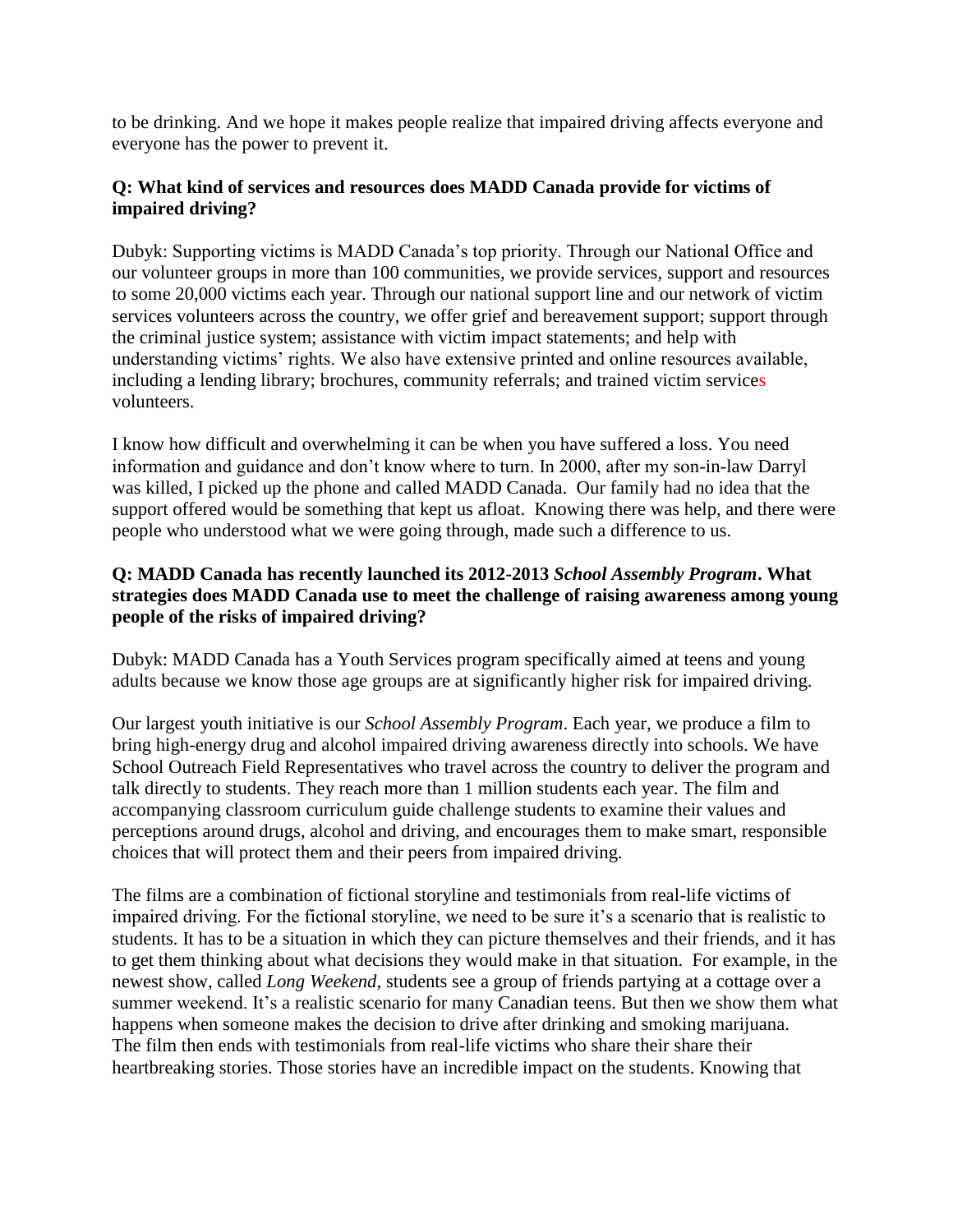to be drinking. And we hope it makes people realize that impaired driving affects everyone and everyone has the power to prevent it.

**Q: What kind of services and resources does MADD Canada provide for victims of impaired driving?**

Dubyk: Supporting victims is MADD Canada's top priority. Through our National Office and our volunteer groups in more than 100 communities, we provide services, support and resources to some 20,000 victims each year. Through our national support line and our network of victim services volunteers across the country, we offer grief and bereavement support; support through the criminal justice system; assistance with victim impact statements; and help with understanding victims' rights. We also have extensive printed and online resources available, including a lending library; brochures, community referrals; and trained victim services volunteers.

I know how difficult and overwhelming it can be when you have suffered a loss. You need information and guidance and don't know where to turn. In 2000, after my son-in-law Darryl was killed, I picked up the phone and called MADD Canada. Our family had no idea that the support offered would be something that kept us afloat. Knowing there was help, and there were people who understood what we were going through, made such a difference to us.

**Q: MADD Canada has recently launched its 2012-2013 *School Assembly Program*. What strategies does MADD Canada use to meet the challenge of raising awareness among young people of the risks of impaired driving?**

Dubyk: MADD Canada has a Youth Services program specifically aimed at teens and young adults because we know those age groups are at significantly higher risk for impaired driving.

Our largest youth initiative is our *School Assembly Program*. Each year, we produce a film to bring high-energy drug and alcohol impaired driving awareness directly into schools. We have School Outreach Field Representatives who travel across the country to deliver the program and talk directly to students. They reach more than 1 million students each year. The film and accompanying classroom curriculum guide challenge students to examine their values and perceptions around drugs, alcohol and driving, and encourages them to make smart, responsible choices that will protect them and their peers from impaired driving.

The films are a combination of fictional storyline and testimonials from real-life victims of impaired driving. For the fictional storyline, we need to be sure it's a scenario that is realistic to students. It has to be a situation in which they can picture themselves and their friends, and it has to get them thinking about what decisions they would make in that situation. For example, in the newest show, called *Long Weekend*, students see a group of friends partying at a cottage over a summer weekend. It's a realistic scenario for many Canadian teens. But then we show them what happens when someone makes the decision to drive after drinking and smoking marijuana. The film then ends with testimonials from real-life victims who share their share their heartbreaking stories. Those stories have an incredible impact on the students. Knowing that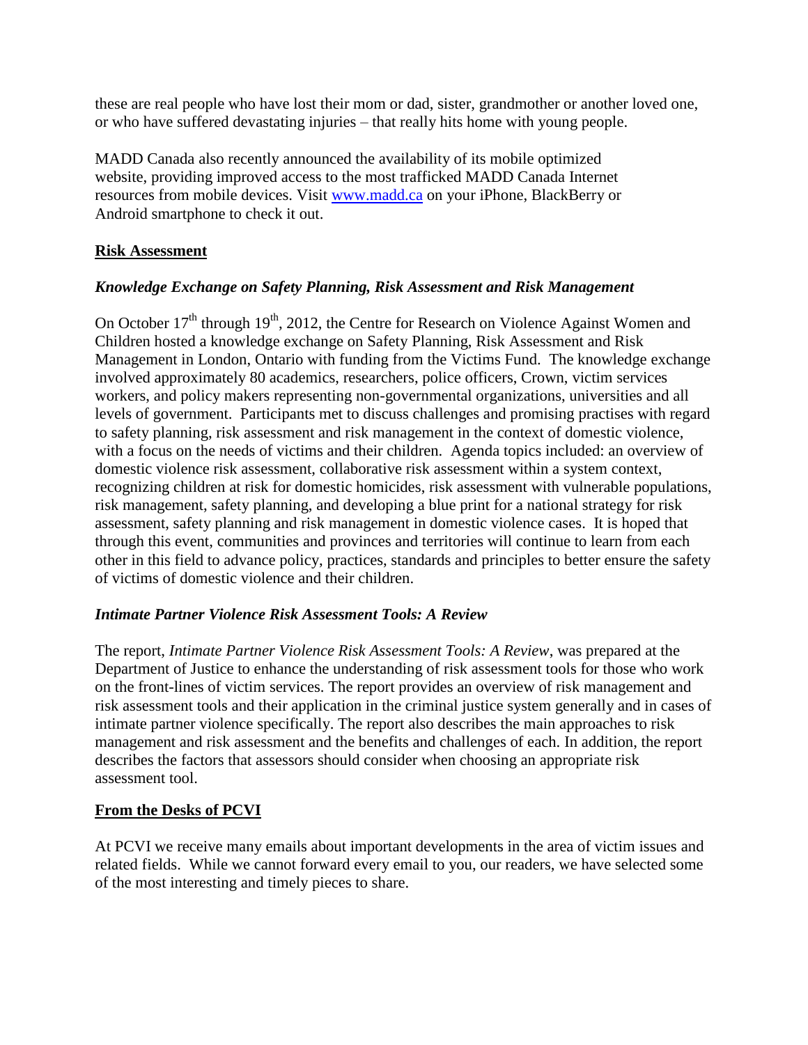these are real people who have lost their mom or dad, sister, grandmother or another loved one, or who have suffered devastating injuries – that really hits home with young people.

MADD Canada also recently announced the availability of its mobile optimized website, providing improved access to the most trafficked MADD Canada Internet resources from mobile devices. Visit [www.madd.ca](www.madd.ca) on your iPhone, BlackBerry or Android smartphone to check it out.

## Risk Assessment

### *Knowledge Exchange on Safety Planning, Risk Assessment and Risk Management*

On October 17th through 19th, 2012, the Centre for Research on Violence Against Women and Children hosted a knowledge exchange on Safety Planning, Risk Assessment and Risk Management in London, Ontario with funding from the Victims Fund. The knowledge exchange involved approximately 80 academics, researchers, police officers, Crown, victim services workers, and policy makers representing non-governmental organizations, universities and all levels of government. Participants met to discuss challenges and promising practises with regard to safety planning, risk assessment and risk management in the context of domestic violence, with a focus on the needs of victims and their children. Agenda topics included: an overview of domestic violence risk assessment, collaborative risk assessment within a system context, recognizing children at risk for domestic homicides, risk assessment with vulnerable populations, risk management, safety planning, and developing a blue print for a national strategy for risk assessment, safety planning and risk management in domestic violence cases. It is hoped that through this event, communities and provinces and territories will continue to learn from each other in this field to advance policy, practices, standards and principles to better ensure the safety of victims of domestic violence and their children.

### *Intimate Partner Violence Risk Assessment Tools: A Review*

The report, *Intimate Partner Violence Risk Assessment Tools: A Review*, was prepared at the Department of Justice to enhance the understanding of risk assessment tools for those who work on the front-lines of victim services. The report provides an overview of risk management and risk assessment tools and their application in the criminal justice system generally and in cases of intimate partner violence specifically. The report also describes the main approaches to risk management and risk assessment and the benefits and challenges of each. In addition, the report describes the factors that assessors should consider when choosing an appropriate risk assessment tool.

## From the Desks of PCVI

At PCVI we receive many emails about important developments in the area of victim issues and related fields. While we cannot forward every email to you, our readers, we have selected some of the most interesting and timely pieces to share.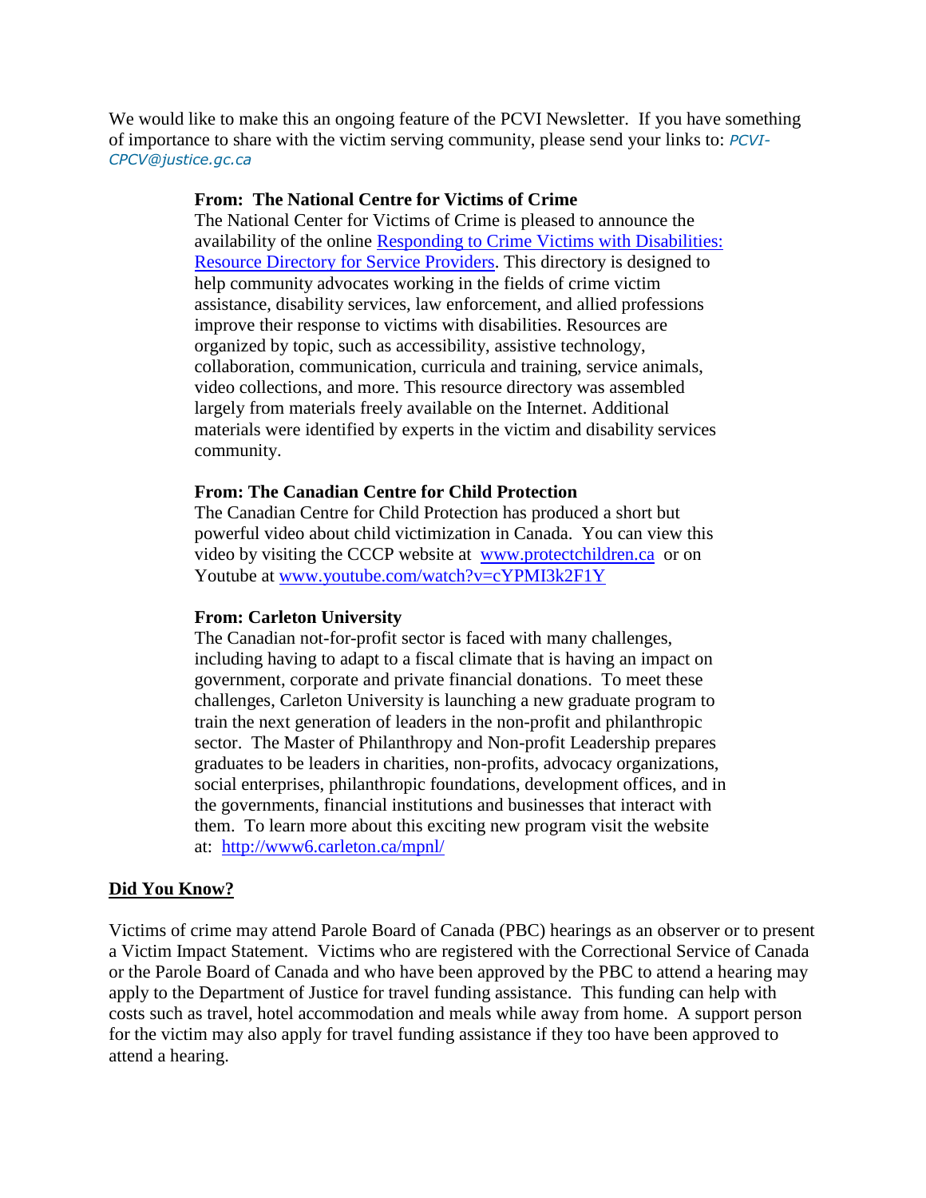We would like to make this an ongoing feature of the PCVI Newsletter. If you have something of importance to share with the victim serving community, please send your links to: *PCVI-CPCV@justice.gc.ca*

**From: The National Centre for Victims of Crime**
The National Center for Victims of Crime is pleased to announce the availability of the online Responding to Crime Victims with Disabilities: Resource Directory for Service Providers. This directory is designed to help community advocates working in the fields of crime victim assistance, disability services, law enforcement, and allied professions improve their response to victims with disabilities. Resources are organized by topic, such as accessibility, assistive technology, collaboration, communication, curricula and training, service animals, video collections, and more. This resource directory was assembled largely from materials freely available on the Internet. Additional materials were identified by experts in the victim and disability services community.

**From: The Canadian Centre for Child Protection**
The Canadian Centre for Child Protection has produced a short but powerful video about child victimization in Canada. You can view this video by visiting the CCCP website at www.protectchildren.ca or on Youtube at www.youtube.com/watch?v=cYPMI3k2F1Y

**From: Carleton University**
The Canadian not-for-profit sector is faced with many challenges, including having to adapt to a fiscal climate that is having an impact on government, corporate and private financial donations. To meet these challenges, Carleton University is launching a new graduate program to train the next generation of leaders in the non-profit and philanthropic sector. The Master of Philanthropy and Non-profit Leadership prepares graduates to be leaders in charities, non-profits, advocacy organizations, social enterprises, philanthropic foundations, development offices, and in the governments, financial institutions and businesses that interact with them. To learn more about this exciting new program visit the website at: http://www6.carleton.ca/mpnl/

## Did You Know?

Victims of crime may attend Parole Board of Canada (PBC) hearings as an observer or to present a Victim Impact Statement. Victims who are registered with the Correctional Service of Canada or the Parole Board of Canada and who have been approved by the PBC to attend a hearing may apply to the Department of Justice for travel funding assistance. This funding can help with costs such as travel, hotel accommodation and meals while away from home. A support person for the victim may also apply for travel funding assistance if they too have been approved to attend a hearing.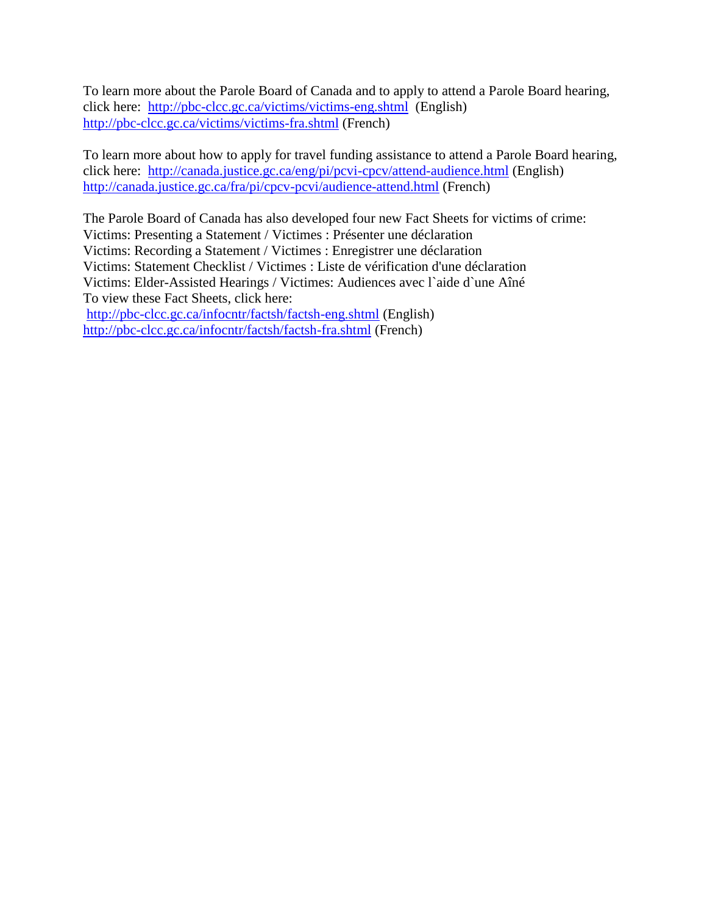To learn more about the Parole Board of Canada and to apply to attend a Parole Board hearing, click here: http://pbc-clcc.gc.ca/victims/victims-eng.shtml (English)
http://pbc-clcc.gc.ca/victims/victims-fra.shtml (French)

To learn more about how to apply for travel funding assistance to attend a Parole Board hearing, click here: http://canada.justice.gc.ca/eng/pi/pcvi-cpcv/attend-audience.html (English)
http://canada.justice.gc.ca/fra/pi/cpcv-pcvi/audience-attend.html (French)

The Parole Board of Canada has also developed four new Fact Sheets for victims of crime:
Victims: Presenting a Statement / Victimes : Présenter une déclaration
Victims: Recording a Statement / Victimes : Enregistrer une déclaration
Victims: Statement Checklist / Victimes : Liste de vérification d'une déclaration
Victims: Elder-Assisted Hearings / Victimes: Audiences avec l`aide d`une Aîné
To view these Fact Sheets, click here:
http://pbc-clcc.gc.ca/infocntr/factsh/factsh-eng.shtml (English)
http://pbc-clcc.gc.ca/infocntr/factsh/factsh-fra.shtml (French)